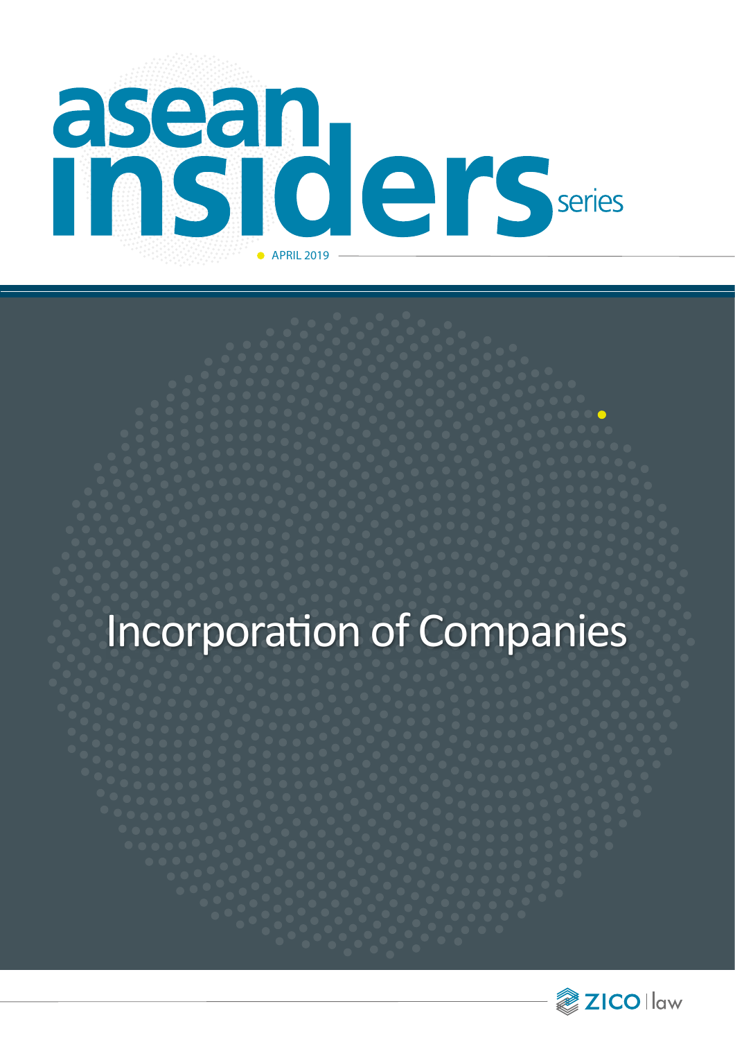# asean insiders series

APRIL 2019

# Incorporation of Companies

ZICO law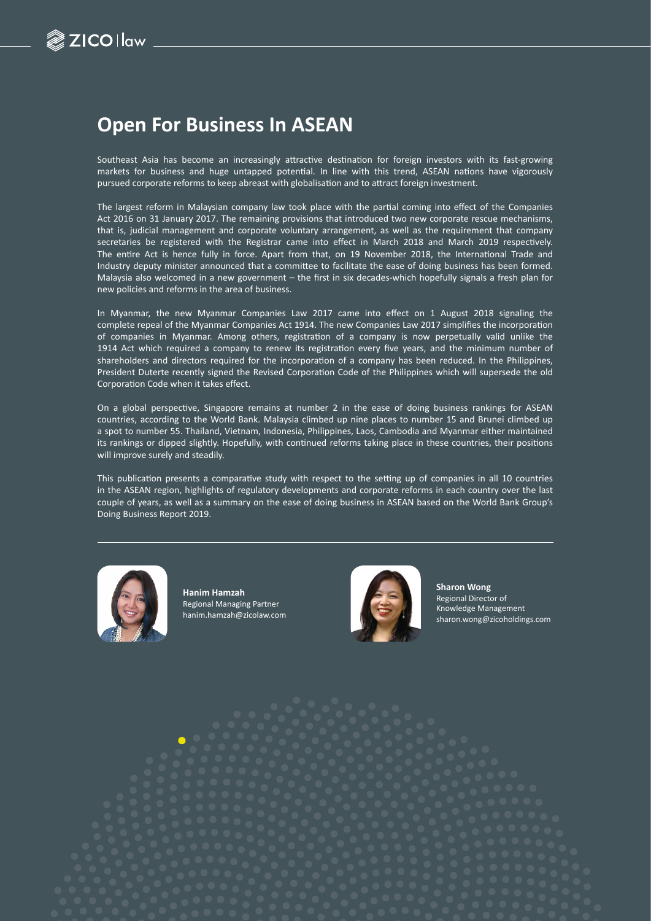# Open For Business In ASEAN

Southeast Asia has become an increasingly attractive destination for foreign investors with its fast-growing markets for business and huge untapped potential. In line with this trend, ASEAN nations have vigorously pursued corporate reforms to keep abreast with globalisation and to attract foreign investment.

The largest reform in Malaysian company law took place with the partial coming into effect of the Companies Act 2016 on 31 January 2017. The remaining provisions that introduced two new corporate rescue mechanisms, that is, judicial management and corporate voluntary arrangement, as well as the requirement that company secretaries be registered with the Registrar came into effect in March 2018 and March 2019 respectively. The entire Act is hence fully in force. Apart from that, on 19 November 2018, the International Trade and Industry deputy minister announced that a committee to facilitate the ease of doing business has been formed. Malaysia also welcomed in a new government – the first in six decades-which hopefully signals a fresh plan for new policies and reforms in the area of business.

In Myanmar, the new Myanmar Companies Law 2017 came into effect on 1 August 2018 signaling the complete repeal of the Myanmar Companies Act 1914. The new Companies Law 2017 simplifies the incorporation of companies in Myanmar. Among others, registration of a company is now perpetually valid unlike the 1914 Act which required a company to renew its registration every five years, and the minimum number of shareholders and directors required for the incorporation of a company has been reduced. In the Philippines, President Duterte recently signed the Revised Corporation Code of the Philippines which will supersede the old Corporation Code when it takes effect.

On a global perspective, Singapore remains at number 2 in the ease of doing business rankings for ASEAN countries, according to the World Bank. Malaysia climbed up nine places to number 15 and Brunei climbed up a spot to number 55. Thailand, Vietnam, Indonesia, Philippines, Laos, Cambodia and Myanmar either maintained its rankings or dipped slightly. Hopefully, with continued reforms taking place in these countries, their positions will improve surely and steadily.

This publication presents a comparative study with respect to the setting up of companies in all 10 countries in the ASEAN region, highlights of regulatory developments and corporate reforms in each country over the last couple of years, as well as a summary on the ease of doing business in ASEAN based on the World Bank Group's Doing Business Report 2019.

---

**Hanim Hamzah**
Regional Managing Partner
hanim.hamzah@zicolaw.com

**Sharon Wong**
Regional Director of
Knowledge Management
sharon.wong@zicoholdings.com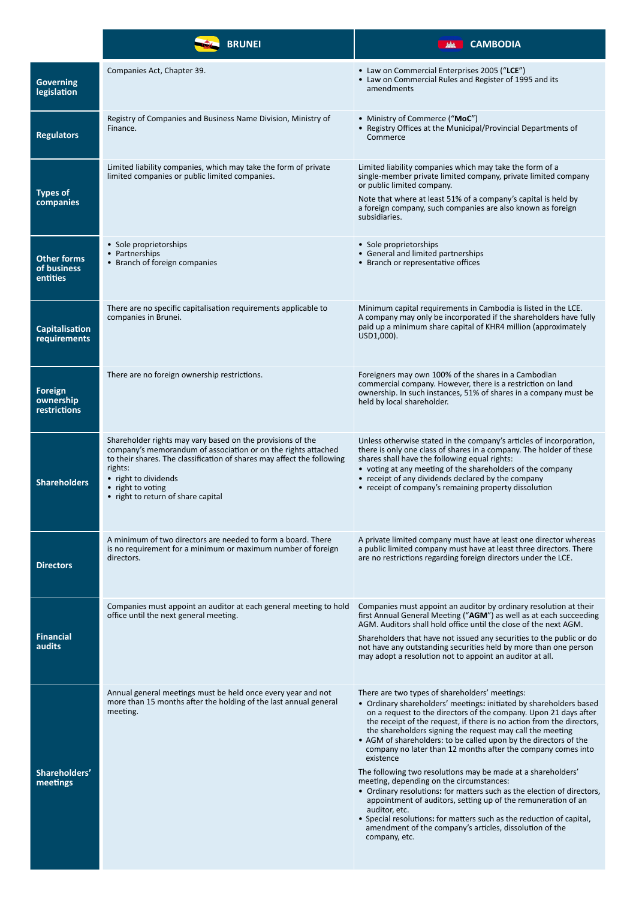| | BRUNEI | CAMBODIA |
|---|---|---|
| **Governing legislation** | Companies Act, Chapter 39. | • Law on Commercial Enterprises 2005 ("**LCE**")<br>• Law on Commercial Rules and Register of 1995 and its amendments |
| **Regulators** | Registry of Companies and Business Name Division, Ministry of Finance. | • Ministry of Commerce ("**MoC**")<br>• Registry Offices at the Municipal/Provincial Departments of Commerce |
| **Types of companies** | Limited liability companies, which may take the form of private limited companies or public limited companies. | Limited liability companies which may take the form of a single-member private limited company, private limited company or public limited company.<br><br>Note that where at least 51% of a company's capital is held by a foreign company, such companies are also known as foreign subsidiaries. |
| **Other forms of business entities** | • Sole proprietorships<br>• Partnerships<br>• Branch of foreign companies | • Sole proprietorships<br>• General and limited partnerships<br>• Branch or representative offices |
| **Capitalisation requirements** | There are no specific capitalisation requirements applicable to companies in Brunei. | Minimum capital requirements in Cambodia is listed in the LCE. A company may only be incorporated if the shareholders have fully paid up a minimum share capital of KHR4 million (approximately USD1,000). |
| **Foreign ownership restrictions** | There are no foreign ownership restrictions. | Foreigners may own 100% of the shares in a Cambodian commercial company. However, there is a restriction on land ownership. In such instances, 51% of shares in a company must be held by local shareholder. |
| **Shareholders** | Shareholder rights may vary based on the provisions of the company's memorandum of association or on the rights attached to their shares. The classification of shares may affect the following rights:<br>• right to dividends<br>• right to voting<br>• right to return of share capital | Unless otherwise stated in the company's articles of incorporation, there is only one class of shares in a company. The holder of these shares shall have the following equal rights:<br>• voting at any meeting of the shareholders of the company<br>• receipt of any dividends declared by the company<br>• receipt of company's remaining property dissolution |
| **Directors** | A minimum of two directors are needed to form a board. There is no requirement for a minimum or maximum number of foreign directors. | A private limited company must have at least one director whereas a public limited company must have at least three directors. There are no restrictions regarding foreign directors under the LCE. |
| **Financial audits** | Companies must appoint an auditor at each general meeting to hold office until the next general meeting. | Companies must appoint an auditor by ordinary resolution at their first Annual General Meeting ("**AGM**") as well as at each succeeding AGM. Auditors shall hold office until the close of the next AGM.<br><br>Shareholders that have not issued any securities to the public or do not have any outstanding securities held by more than one person may adopt a resolution not to appoint an auditor at all. |
| **Shareholders' meetings** | Annual general meetings must be held once every year and not more than 15 months after the holding of the last annual general meeting. | There are two types of shareholders' meetings:<br>• Ordinary shareholders' meetings**:** initiated by shareholders based on a request to the directors of the company. Upon 21 days after the receipt of the request, if there is no action from the directors, the shareholders signing the request may call the meeting<br>• AGM of shareholders: to be called upon by the directors of the company no later than 12 months after the company comes into existence<br><br>The following two resolutions may be made at a shareholders' meeting, depending on the circumstances:<br>• Ordinary resolutions**:** for matters such as the election of directors, appointment of auditors, setting up of the remuneration of an auditor, etc.<br>• Special resolutions**:** for matters such as the reduction of capital, amendment of the company's articles, dissolution of the company, etc. |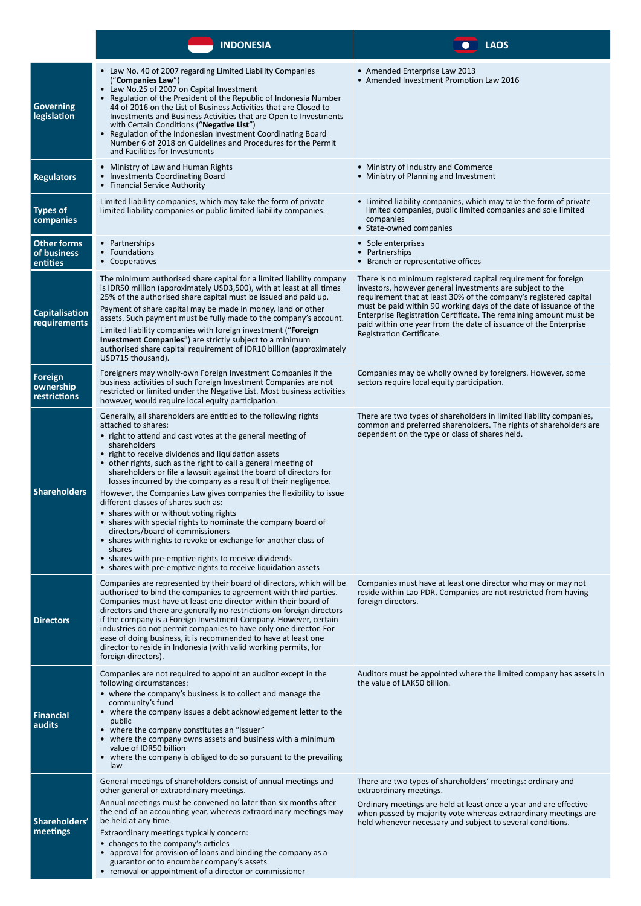| | INDONESIA | LAOS |
|---|---|---|
| **Governing legislation** | • Law No. 40 of 2007 regarding Limited Liability Companies ("**Companies Law**")<br>• Law No.25 of 2007 on Capital Investment<br>• Regulation of the President of the Republic of Indonesia Number 44 of 2016 on the List of Business Activities that are Closed to Investments and Business Activities that are Open to Investments with Certain Conditions ("**Negative List**")<br>• Regulation of the Indonesian Investment Coordinating Board Number 6 of 2018 on Guidelines and Procedures for the Permit and Facilities for Investments | • Amended Enterprise Law 2013<br>• Amended Investment Promotion Law 2016 |
| **Regulators** | • Ministry of Law and Human Rights<br>• Investments Coordinating Board<br>• Financial Service Authority | • Ministry of Industry and Commerce<br>• Ministry of Planning and Investment |
| **Types of companies** | Limited liability companies, which may take the form of private limited liability companies or public limited liability companies. | • Limited liability companies, which may take the form of private limited companies, public limited companies and sole limited companies<br>• State-owned companies |
| **Other forms of business entities** | • Partnerships<br>• Foundations<br>• Cooperatives | • Sole enterprises<br>• Partnerships<br>• Branch or representative offices |
| **Capitalisation requirements** | The minimum authorised share capital for a limited liability company is IDR50 million (approximately USD3,500), with at least at all times 25% of the authorised share capital must be issued and paid up.<br><br>Payment of share capital may be made in money, land or other assets. Such payment must be fully made to the company's account.<br><br>Limited liability companies with foreign investment ("**Foreign Investment Companies**") are strictly subject to a minimum authorised share capital requirement of IDR10 billion (approximately USD715 thousand). | There is no minimum registered capital requirement for foreign investors, however general investments are subject to the requirement that at least 30% of the company's registered capital must be paid within 90 working days of the date of issuance of the Enterprise Registration Certificate. The remaining amount must be paid within one year from the date of issuance of the Enterprise Registration Certificate. |
| **Foreign ownership restrictions** | Foreigners may wholly-own Foreign Investment Companies if the business activities of such Foreign Investment Companies are not restricted or limited under the Negative List. Most business activities however, would require local equity participation. | Companies may be wholly owned by foreigners. However, some sectors require local equity participation. |
| **Shareholders** | Generally, all shareholders are entitled to the following rights attached to shares:<br>• right to attend and cast votes at the general meeting of shareholders<br>• right to receive dividends and liquidation assets<br>• other rights, such as the right to call a general meeting of shareholders or file a lawsuit against the board of directors for losses incurred by the company as a result of their negligence.<br><br>However, the Companies Law gives companies the flexibility to issue different classes of shares such as:<br>• shares with or without voting rights<br>• shares with special rights to nominate the company board of directors/board of commissioners<br>• shares with rights to revoke or exchange for another class of shares<br>• shares with pre-emptive rights to receive dividends<br>• shares with pre-emptive rights to receive liquidation assets | There are two types of shareholders in limited liability companies, common and preferred shareholders. The rights of shareholders are dependent on the type or class of shares held. |
| **Directors** | Companies are represented by their board of directors, which will be authorised to bind the companies to agreement with third parties. Companies must have at least one director within their board of directors and there are generally no restrictions on foreign directors if the company is a Foreign Investment Company. However, certain industries do not permit companies to have only one director. For ease of doing business, it is recommended to have at least one director to reside in Indonesia (with valid working permits, for foreign directors). | Companies must have at least one director who may or may not reside within Lao PDR. Companies are not restricted from having foreign directors. |
| **Financial audits** | Companies are not required to appoint an auditor except in the following circumstances:<br>• where the company's business is to collect and manage the community's fund<br>• where the company issues a debt acknowledgement letter to the public<br>• where the company constitutes an "Issuer"<br>• where the company owns assets and business with a minimum value of IDR50 billion<br>• where the company is obliged to do so pursuant to the prevailing law | Auditors must be appointed where the limited company has assets in the value of LAK50 billion. |
| **Shareholders' meetings** | General meetings of shareholders consist of annual meetings and other general or extraordinary meetings.<br><br>Annual meetings must be convened no later than six months after the end of an accounting year, whereas extraordinary meetings may be held at any time.<br><br>Extraordinary meetings typically concern:<br>• changes to the company's articles<br>• approval for provision of loans and binding the company as a guarantor or to encumber company's assets<br>• removal or appointment of a director or commissioner | There are two types of shareholders' meetings: ordinary and extraordinary meetings.<br><br>Ordinary meetings are held at least once a year and are effective when passed by majority vote whereas extraordinary meetings are held whenever necessary and subject to several conditions. |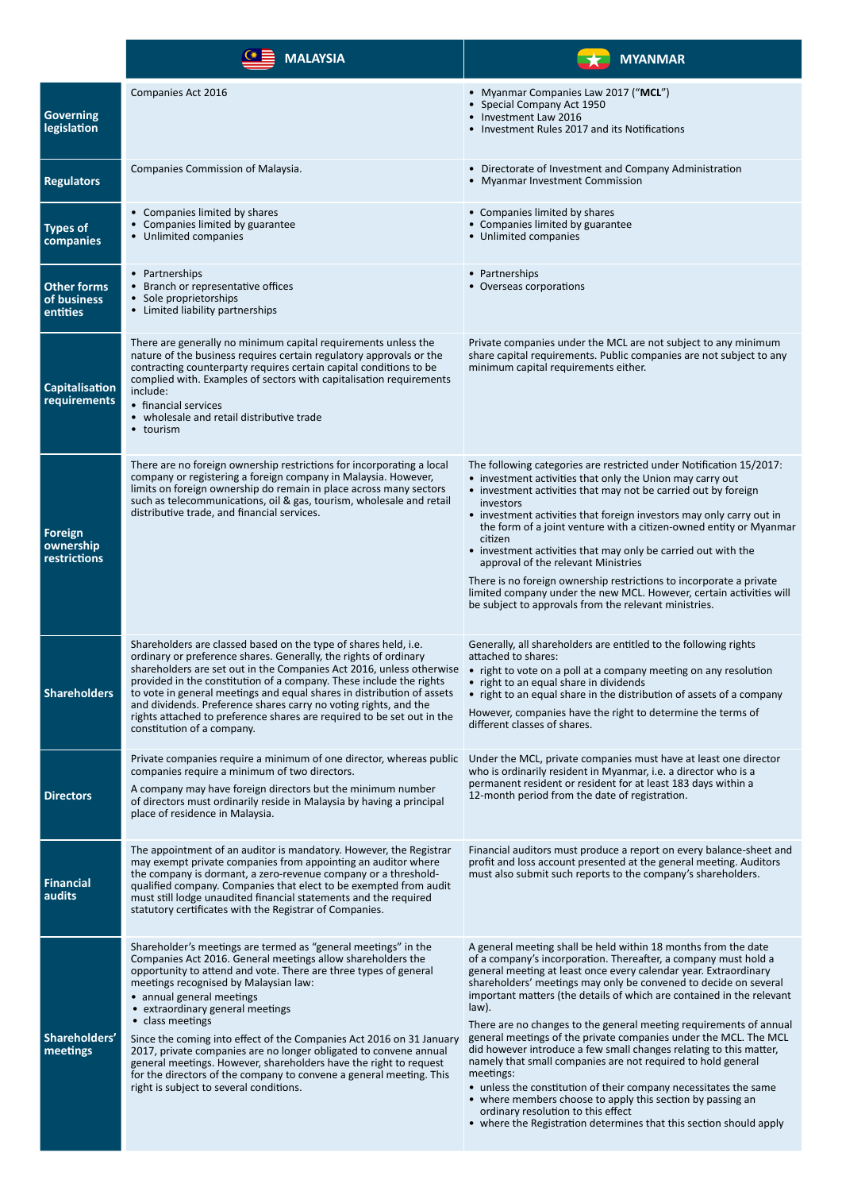| | MALAYSIA | MYANMAR |
|---|---|---|
| **Governing legislation** | Companies Act 2016 | • Myanmar Companies Law 2017 ("**MCL**")<br>• Special Company Act 1950<br>• Investment Law 2016<br>• Investment Rules 2017 and its Notifications |
| **Regulators** | Companies Commission of Malaysia. | • Directorate of Investment and Company Administration<br>• Myanmar Investment Commission |
| **Types of companies** | • Companies limited by shares<br>• Companies limited by guarantee<br>• Unlimited companies | • Companies limited by shares<br>• Companies limited by guarantee<br>• Unlimited companies |
| **Other forms of business entities** | • Partnerships<br>• Branch or representative offices<br>• Sole proprietorships<br>• Limited liability partnerships | • Partnerships<br>• Overseas corporations |
| **Capitalisation requirements** | There are generally no minimum capital requirements unless the nature of the business requires certain regulatory approvals or the contracting counterparty requires certain capital conditions to be complied with. Examples of sectors with capitalisation requirements include:<br>• financial services<br>• wholesale and retail distributive trade<br>• tourism | Private companies under the MCL are not subject to any minimum share capital requirements. Public companies are not subject to any minimum capital requirements either. |
| **Foreign ownership restrictions** | There are no foreign ownership restrictions for incorporating a local company or registering a foreign company in Malaysia. However, limits on foreign ownership do remain in place across many sectors such as telecommunications, oil & gas, tourism, wholesale and retail distributive trade, and financial services. | The following categories are restricted under Notification 15/2017:<br>• investment activities that only the Union may carry out<br>• investment activities that may not be carried out by foreign investors<br>• investment activities that foreign investors may only carry out in the form of a joint venture with a citizen-owned entity or Myanmar citizen<br>• investment activities that may only be carried out with the approval of the relevant Ministries<br><br>There is no foreign ownership restrictions to incorporate a private limited company under the new MCL. However, certain activities will be subject to approvals from the relevant ministries. |
| **Shareholders** | Shareholders are classed based on the type of shares held, i.e. ordinary or preference shares. Generally, the rights of ordinary shareholders are set out in the Companies Act 2016, unless otherwise provided in the constitution of a company. These include the rights to vote in general meetings and equal shares in distribution of assets and dividends. Preference shares carry no voting rights, and the rights attached to preference shares are required to be set out in the constitution of a company. | Generally, all shareholders are entitled to the following rights attached to shares:<br>• right to vote on a poll at a company meeting on any resolution<br>• right to an equal share in dividends<br>• right to an equal share in the distribution of assets of a company<br><br>However, companies have the right to determine the terms of different classes of shares. |
| **Directors** | Private companies require a minimum of one director, whereas public companies require a minimum of two directors.<br><br>A company may have foreign directors but the minimum number of directors must ordinarily reside in Malaysia by having a principal place of residence in Malaysia. | Under the MCL, private companies must have at least one director who is ordinarily resident in Myanmar, i.e. a director who is a permanent resident or resident for at least 183 days within a 12-month period from the date of registration. |
| **Financial audits** | The appointment of an auditor is mandatory. However, the Registrar may exempt private companies from appointing an auditor where the company is dormant, a zero-revenue company or a threshold-qualified company. Companies that elect to be exempted from audit must still lodge unaudited financial statements and the required statutory certificates with the Registrar of Companies. | Financial auditors must produce a report on every balance-sheet and profit and loss account presented at the general meeting. Auditors must also submit such reports to the company's shareholders. |
| **Shareholders' meetings** | Shareholder's meetings are termed as "general meetings" in the Companies Act 2016. General meetings allow shareholders the opportunity to attend and vote. There are three types of general meetings recognised by Malaysian law:<br>• annual general meetings<br>• extraordinary general meetings<br>• class meetings<br><br>Since the coming into effect of the Companies Act 2016 on 31 January 2017, private companies are no longer obligated to convene annual general meetings. However, shareholders have the right to request for the directors of the company to convene a general meeting. This right is subject to several conditions. | A general meeting shall be held within 18 months from the date of a company's incorporation. Thereafter, a company must hold a general meeting at least once every calendar year. Extraordinary shareholders' meetings may only be convened to decide on several important matters (the details of which are contained in the relevant law).<br><br>There are no changes to the general meeting requirements of annual general meetings of the private companies under the MCL. The MCL did however introduce a few small changes relating to this matter, namely that small companies are not required to hold general meetings:<br>• unless the constitution of their company necessitates the same<br>• where members choose to apply this section by passing an ordinary resolution to this effect<br>• where the Registration determines that this section should apply |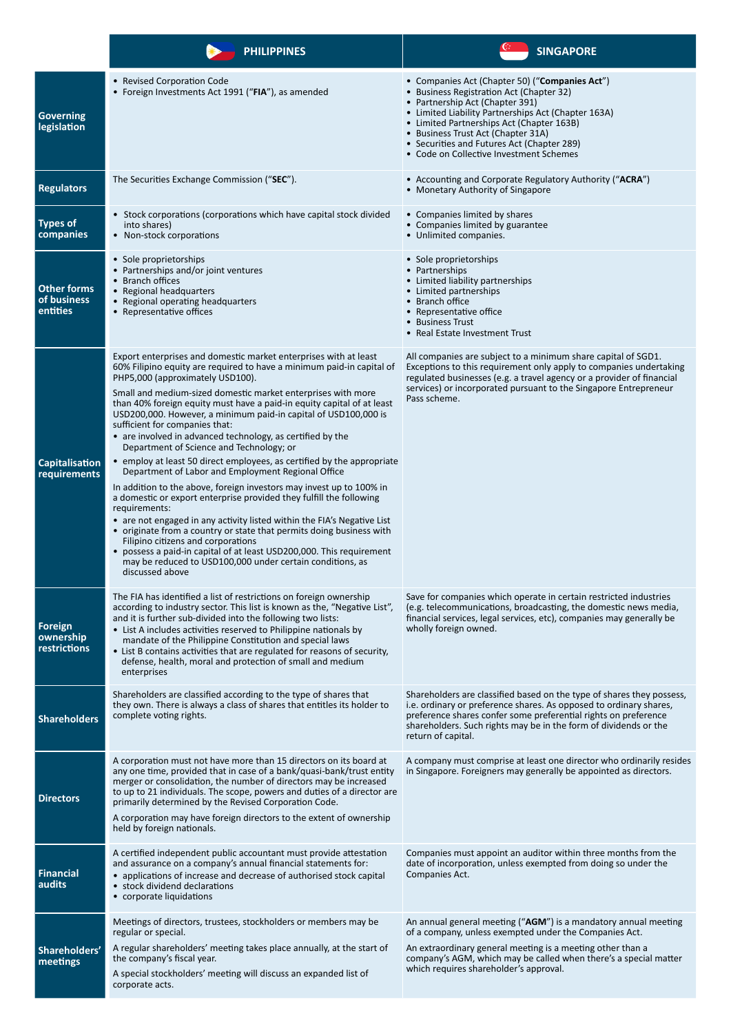| | PHILIPPINES | SINGAPORE |
|---|---|---|
| **Governing legislation** | • Revised Corporation Code<br>• Foreign Investments Act 1991 ("**FIA**"), as amended | • Companies Act (Chapter 50) ("**Companies Act**")<br>• Business Registration Act (Chapter 32)<br>• Partnership Act (Chapter 391)<br>• Limited Liability Partnerships Act (Chapter 163A)<br>• Limited Partnerships Act (Chapter 163B)<br>• Business Trust Act (Chapter 31A)<br>• Securities and Futures Act (Chapter 289)<br>• Code on Collective Investment Schemes |
| **Regulators** | The Securities Exchange Commission ("**SEC**"). | • Accounting and Corporate Regulatory Authority ("**ACRA**")<br>• Monetary Authority of Singapore |
| **Types of companies** | • Stock corporations (corporations which have capital stock divided into shares)<br>• Non-stock corporations | • Companies limited by shares<br>• Companies limited by guarantee<br>• Unlimited companies. |
| **Other forms of business entities** | • Sole proprietorships<br>• Partnerships and/or joint ventures<br>• Branch offices<br>• Regional headquarters<br>• Regional operating headquarters<br>• Representative offices | • Sole proprietorships<br>• Partnerships<br>• Limited liability partnerships<br>• Limited partnerships<br>• Branch office<br>• Representative office<br>• Business Trust<br>• Real Estate Investment Trust |
| **Capitalisation requirements** | Export enterprises and domestic market enterprises with at least 60% Filipino equity are required to have a minimum paid-in capital of PHP5,000 (approximately USD100).<br><br>Small and medium-sized domestic market enterprises with more than 40% foreign equity must have a paid-in equity capital of at least USD200,000. However, a minimum paid-in capital of USD100,000 is sufficient for companies that:<br>• are involved in advanced technology, as certified by the Department of Science and Technology; or<br>• employ at least 50 direct employees, as certified by the appropriate Department of Labor and Employment Regional Office<br><br>In addition to the above, foreign investors may invest up to 100% in a domestic or export enterprise provided they fulfill the following requirements:<br>• are not engaged in any activity listed within the FIA's Negative List<br>• originate from a country or state that permits doing business with Filipino citizens and corporations<br>• possess a paid-in capital of at least USD200,000. This requirement may be reduced to USD100,000 under certain conditions, as discussed above | All companies are subject to a minimum share capital of SGD1. Exceptions to this requirement only apply to companies undertaking regulated businesses (e.g. a travel agency or a provider of financial services) or incorporated pursuant to the Singapore Entrepreneur Pass scheme. |
| **Foreign ownership restrictions** | The FIA has identified a list of restrictions on foreign ownership according to industry sector. This list is known as the, "Negative List", and it is further sub-divided into the following two lists:<br>• List A includes activities reserved to Philippine nationals by mandate of the Philippine Constitution and special laws<br>• List B contains activities that are regulated for reasons of security, defense, health, moral and protection of small and medium enterprises | Save for companies which operate in certain restricted industries (e.g. telecommunications, broadcasting, the domestic news media, financial services, legal services, etc), companies may generally be wholly foreign owned. |
| **Shareholders** | Shareholders are classified according to the type of shares that they own. There is always a class of shares that entitles its holder to complete voting rights. | Shareholders are classified based on the type of shares they possess, i.e. ordinary or preference shares. As opposed to ordinary shares, preference shares confer some preferential rights on preference shareholders. Such rights may be in the form of dividends or the return of capital. |
| **Directors** | A corporation must not have more than 15 directors on its board at any one time, provided that in case of a bank/quasi-bank/trust entity merger or consolidation, the number of directors may be increased to up to 21 individuals. The scope, powers and duties of a director are primarily determined by the Revised Corporation Code.<br><br>A corporation may have foreign directors to the extent of ownership held by foreign nationals. | A company must comprise at least one director who ordinarily resides in Singapore. Foreigners may generally be appointed as directors. |
| **Financial audits** | A certified independent public accountant must provide attestation and assurance on a company's annual financial statements for:<br>• applications of increase and decrease of authorised stock capital<br>• stock dividend declarations<br>• corporate liquidations | Companies must appoint an auditor within three months from the date of incorporation, unless exempted from doing so under the Companies Act. |
| **Shareholders' meetings** | Meetings of directors, trustees, stockholders or members may be regular or special.<br><br>A regular shareholders' meeting takes place annually, at the start of the company's fiscal year.<br><br>A special stockholders' meeting will discuss an expanded list of corporate acts. | An annual general meeting ("**AGM**") is a mandatory annual meeting of a company, unless exempted under the Companies Act.<br><br>An extraordinary general meeting is a meeting other than a company's AGM, which may be called when there's a special matter which requires shareholder's approval. |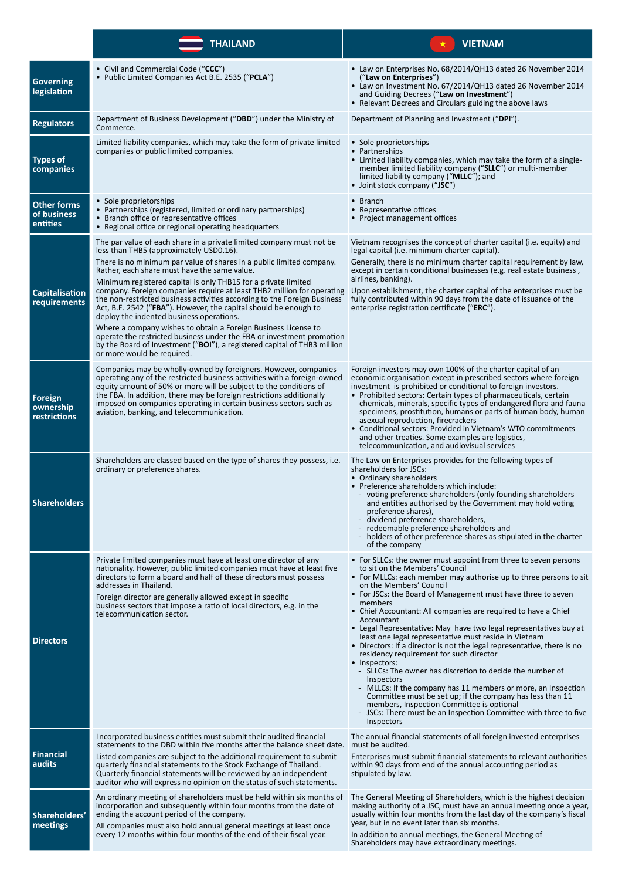| | THAILAND | VIETNAM |
|---|---|---|
| **Governing legislation** | • Civil and Commercial Code ("**CCC**")<br>• Public Limited Companies Act B.E. 2535 ("**PCLA**") | • Law on Enterprises No. 68/2014/QH13 dated 26 November 2014 ("**Law on Enterprises**")<br>• Law on Investment No. 67/2014/QH13 dated 26 November 2014 and Guiding Decrees ("**Law on Investment**")<br>• Relevant Decrees and Circulars guiding the above laws |
| **Regulators** | Department of Business Development ("**DBD**") under the Ministry of Commerce. | Department of Planning and Investment ("**DPI**"). |
| **Types of companies** | Limited liability companies, which may take the form of private limited companies or public limited companies. | • Sole proprietorships<br>• Partnerships<br>• Limited liability companies, which may take the form of a single-member limited liability company ("**SLLC**") or multi-member limited liability company ("**MLLC**"); and<br>• Joint stock company ("**JSC**") |
| **Other forms of business entities** | • Sole proprietorships<br>• Partnerships (registered, limited or ordinary partnerships)<br>• Branch office or representative offices<br>• Regional office or regional operating headquarters | • Branch<br>• Representative offices<br>• Project management offices |
| **Capitalisation requirements** | The par value of each share in a private limited company must not be less than THB5 (approximately USD0.16).<br><br>There is no minimum par value of shares in a public limited company. Rather, each share must have the same value.<br><br>Minimum registered capital is only THB15 for a private limited company. Foreign companies require at least THB2 million for operating the non-restricted business activities according to the Foreign Business Act, B.E. 2542 ("**FBA**"). However, the capital should be enough to deploy the indented business operations.<br><br>Where a company wishes to obtain a Foreign Business License to operate the restricted business under the FBA or investment promotion by the Board of Investment ("**BOI**"), a registered capital of THB3 million or more would be required. | Vietnam recognises the concept of charter capital (i.e. equity) and legal capital (i.e. minimum charter capital).<br><br>Generally, there is no minimum charter capital requirement by law, except in certain conditional businesses (e.g. real estate business , airlines, banking).<br><br>Upon establishment, the charter capital of the enterprises must be fully contributed within 90 days from the date of issuance of the enterprise registration certificate ("**ERC**"). |
| **Foreign ownership restrictions** | Companies may be wholly-owned by foreigners. However, companies operating any of the restricted business activities with a foreign-owned equity amount of 50% or more will be subject to the conditions of the FBA. In addition, there may be foreign restrictions additionally imposed on companies operating in certain business sectors such as aviation, banking, and telecommunication. | Foreign investors may own 100% of the charter capital of an economic organisation except in prescribed sectors where foreign investment is prohibited or conditional to foreign investors.<br>• Prohibited sectors: Certain types of pharmaceuticals, certain chemicals, minerals, specific types of endangered flora and fauna specimens, prostitution, humans or parts of human body, human asexual reproduction, firecrackers<br>• Conditional sectors: Provided in Vietnam's WTO commitments and other treaties. Some examples are logistics, telecommunication, and audiovisual services |
| **Shareholders** | Shareholders are classed based on the type of shares they possess, i.e. ordinary or preference shares. | The Law on Enterprises provides for the following types of shareholders for JSCs:<br>• Ordinary shareholders<br>• Preference shareholders which include:<br>- voting preference shareholders (only founding shareholders and entities authorised by the Government may hold voting preference shares),<br>- dividend preference shareholders,<br>- redeemable preference shareholders and<br>- holders of other preference shares as stipulated in the charter of the company |
| **Directors** | Private limited companies must have at least one director of any nationality. However, public limited companies must have at least five directors to form a board and half of these directors must possess addresses in Thailand.<br><br>Foreign director are generally allowed except in specific business sectors that impose a ratio of local directors, e.g. in the telecommunication sector. | • For SLLCs: the owner must appoint from three to seven persons to sit on the Members' Council<br>• For MLLCs: each member may authorise up to three persons to sit on the Members' Council<br>• For JSCs: the Board of Management must have three to seven members<br>• Chief Accountant: All companies are required to have a Chief Accountant<br>• Legal Representative: May have two legal representatives buy at least one legal representative must reside in Vietnam<br>• Directors: If a director is not the legal representative, there is no residency requirement for such director<br>• Inspectors:<br>- SLLCs: The owner has discretion to decide the number of Inspectors<br>- MLLCs: If the company has 11 members or more, an Inspection Committee must be set up; if the company has less than 11 members, Inspection Committee is optional<br>- JSCs: There must be an Inspection Committee with three to five Inspectors |
| **Financial audits** | Incorporated business entities must submit their audited financial statements to the DBD within five months after the balance sheet date.<br><br>Listed companies are subject to the additional requirement to submit quarterly financial statements to the Stock Exchange of Thailand. Quarterly financial statements will be reviewed by an independent auditor who will express no opinion on the status of such statements. | The annual financial statements of all foreign invested enterprises must be audited.<br><br>Enterprises must submit financial statements to relevant authorities within 90 days from end of the annual accounting period as stipulated by law. |
| **Shareholders' meetings** | An ordinary meeting of shareholders must be held within six months of incorporation and subsequently within four months from the date of ending the account period of the company.<br><br>All companies must also hold annual general meetings at least once every 12 months within four months of the end of their fiscal year. | The General Meeting of Shareholders, which is the highest decision making authority of a JSC, must have an annual meeting once a year, usually within four months from the last day of the company's fiscal year, but in no event later than six months.<br><br>In addition to annual meetings, the General Meeting of Shareholders may have extraordinary meetings. |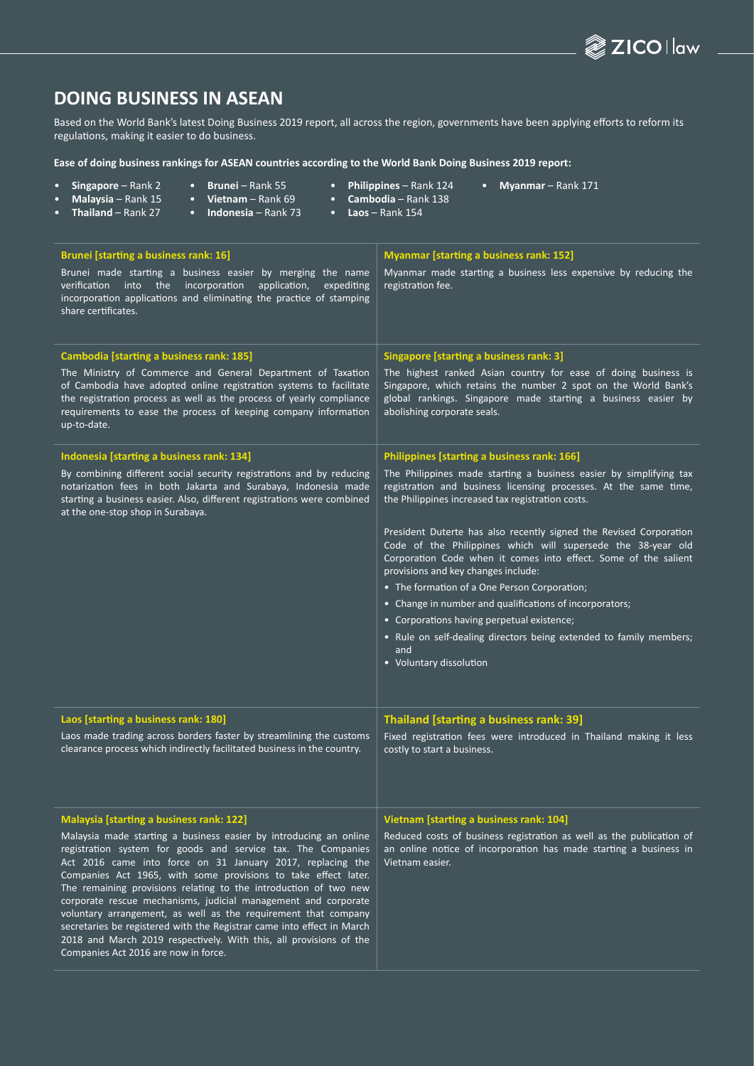# DOING BUSINESS IN ASEAN

Based on the World Bank's latest Doing Business 2019 report, all across the region, governments have been applying efforts to reform its regulations, making it easier to do business.

**Ease of doing business rankings for ASEAN countries according to the World Bank Doing Business 2019 report:**

- **Singapore** – Rank 2
- **Malaysia** – Rank 15
- **Thailand** – Rank 27
- **Brunei** – Rank 55
- **Vietnam** – Rank 69
- **Indonesia** – Rank 73
- **Philippines** – Rank 124
- **Cambodia** – Rank 138
- **Laos** – Rank 154
- **Myanmar** – Rank 171

### Brunei [starting a business rank: 16]

Brunei made starting a business easier by merging the name verification into the incorporation application, expediting incorporation applications and eliminating the practice of stamping share certificates.

### Cambodia [starting a business rank: 185]

The Ministry of Commerce and General Department of Taxation of Cambodia have adopted online registration systems to facilitate the registration process as well as the process of yearly compliance requirements to ease the process of keeping company information up-to-date.

### Indonesia [starting a business rank: 134]

By combining different social security registrations and by reducing notarization fees in both Jakarta and Surabaya, Indonesia made starting a business easier. Also, different registrations were combined at the one-stop shop in Surabaya.

### Laos [starting a business rank: 180]

Laos made trading across borders faster by streamlining the customs clearance process which indirectly facilitated business in the country.

### Malaysia [starting a business rank: 122]

Malaysia made starting a business easier by introducing an online registration system for goods and service tax. The Companies Act 2016 came into force on 31 January 2017, replacing the Companies Act 1965, with some provisions to take effect later. The remaining provisions relating to the introduction of two new corporate rescue mechanisms, judicial management and corporate voluntary arrangement, as well as the requirement that company secretaries be registered with the Registrar came into effect in March 2018 and March 2019 respectively. With this, all provisions of the Companies Act 2016 are now in force.

### Myanmar [starting a business rank: 152]

Myanmar made starting a business less expensive by reducing the registration fee.

### Singapore [starting a business rank: 3]

The highest ranked Asian country for ease of doing business is Singapore, which retains the number 2 spot on the World Bank's global rankings. Singapore made starting a business easier by abolishing corporate seals.

### Philippines [starting a business rank: 166]

The Philippines made starting a business easier by simplifying tax registration and business licensing processes. At the same time, the Philippines increased tax registration costs.

President Duterte has also recently signed the Revised Corporation Code of the Philippines which will supersede the 38-year old Corporation Code when it comes into effect. Some of the salient provisions and key changes include:

- The formation of a One Person Corporation;
- Change in number and qualifications of incorporators;
- Corporations having perpetual existence;
- Rule on self-dealing directors being extended to family members; and
- Voluntary dissolution

### Thailand [starting a business rank: 39]

Fixed registration fees were introduced in Thailand making it less costly to start a business.

### Vietnam [starting a business rank: 104]

Reduced costs of business registration as well as the publication of an online notice of incorporation has made starting a business in Vietnam easier.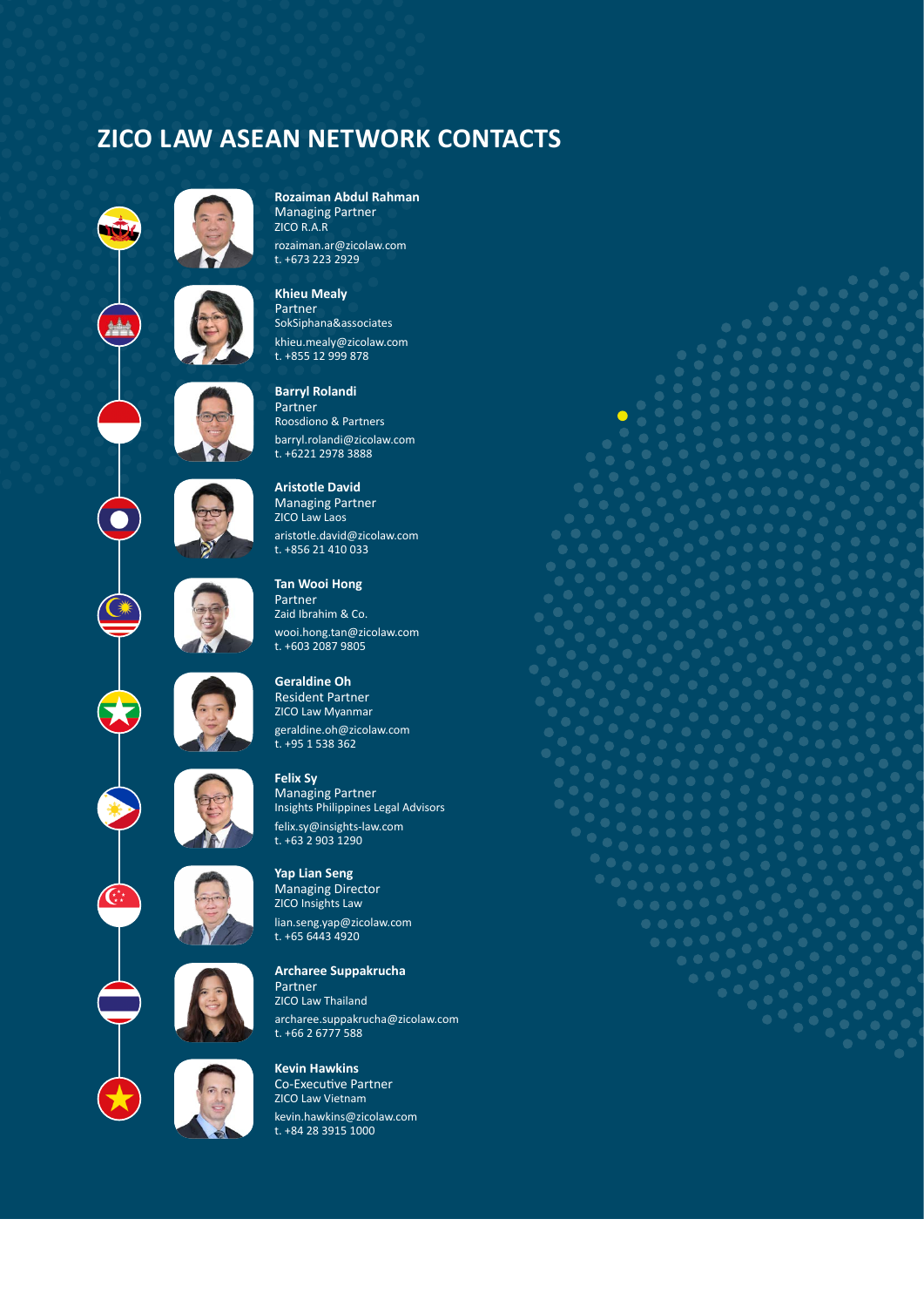# ZICO LAW ASEAN NETWORK CONTACTS

**Rozaiman Abdul Rahman**
Managing Partner
ZICO R.A.R
rozaiman.ar@zicolaw.com
t. +673 223 2929

**Khieu Mealy**
Partner
SokSiphana&associates
khieu.mealy@zicolaw.com
t. +855 12 999 878

**Barryl Rolandi**
Partner
Roosdiono & Partners
barryl.rolandi@zicolaw.com
t. +6221 2978 3888

**Aristotle David**
Managing Partner
ZICO Law Laos
aristotle.david@zicolaw.com
t. +856 21 410 033

**Tan Wooi Hong**
Partner
Zaid Ibrahim & Co.
wooi.hong.tan@zicolaw.com
t. +603 2087 9805

**Geraldine Oh**
Resident Partner
ZICO Law Myanmar
geraldine.oh@zicolaw.com
t. +95 1 538 362

**Felix Sy**
Managing Partner
Insights Philippines Legal Advisors
felix.sy@insights-law.com
t. +63 2 903 1290

**Yap Lian Seng**
Managing Director
ZICO Insights Law
lian.seng.yap@zicolaw.com
t. +65 6443 4920

**Archaree Suppakrucha**
Partner
ZICO Law Thailand
archaree.suppakrucha@zicolaw.com
t. +66 2 6777 588

**Kevin Hawkins**
Co-Executive Partner
ZICO Law Vietnam
kevin.hawkins@zicolaw.com
t. +84 28 3915 1000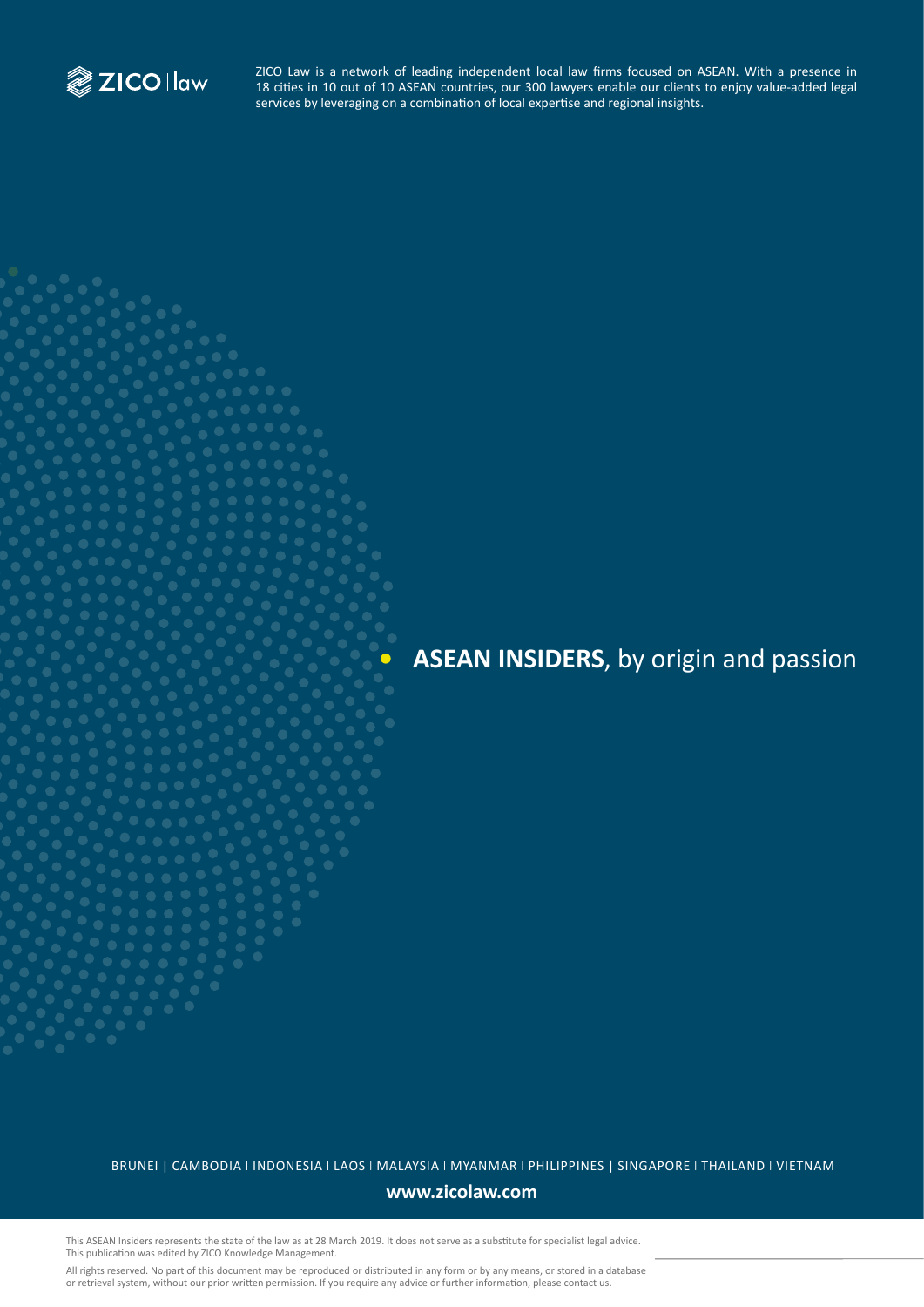ZICO | law

ZICO Law is a network of leading independent local law firms focused on ASEAN. With a presence in 18 cities in 10 out of 10 ASEAN countries, our 300 lawyers enable our clients to enjoy value-added legal services by leveraging on a combination of local expertise and regional insights.

**ASEAN INSIDERS**, by origin and passion

BRUNEI | CAMBODIA | INDONESIA | LAOS | MALAYSIA | MYANMAR | PHILIPPINES | SINGAPORE | THAILAND | VIETNAM

**www.zicolaw.com**

This ASEAN Insiders represents the state of the law as at 28 March 2019. It does not serve as a substitute for specialist legal advice. This publication was edited by ZICO Knowledge Management.

All rights reserved. No part of this document may be reproduced or distributed in any form or by any means, or stored in a database or retrieval system, without our prior written permission. If you require any advice or further information, please contact us.